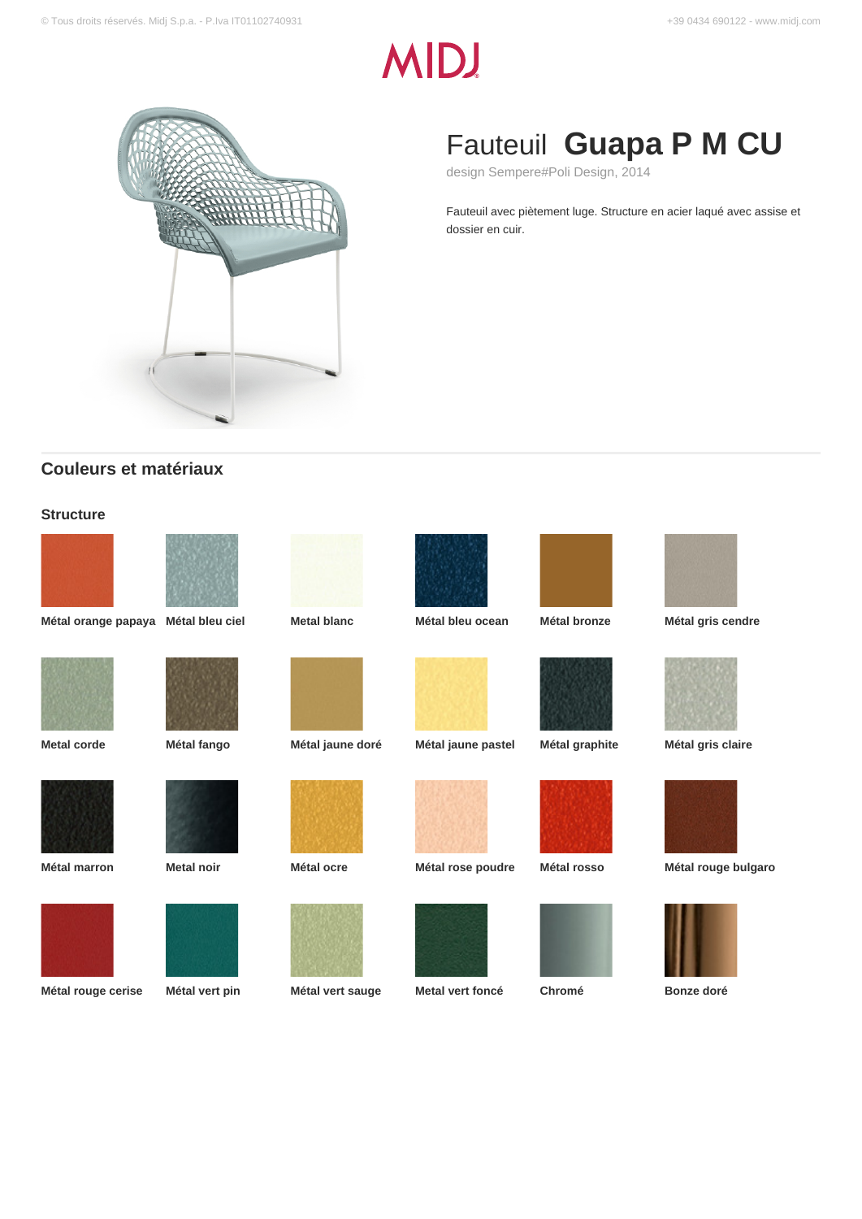# Fauteuil **Guapa P M CU**

design Sempere#Poli Design, 2014

Fauteuil avec piètement luge. Structure en acier laqué avec assise et dossier en cuir.

## Couleurs et matériaux

### Structure

**Métal orange papaya**

**Métal bleu ciel**

**Metal blanc**

**Métal bleu ocean**

**Métal bronze**

**Métal gris cendre**

**Metal corde**

**Métal fango**

**Métal jaune doré**

**Métal jaune pastel**

**Métal graphite**

**Métal gris claire**

**Métal marron**

**Metal noir**

**Métal ocre**

**Métal rose poudre**

**Métal rosso**

**Métal rouge bulgaro**

**Métal rouge cerise**

**Métal vert pin**

**Métal vert sauge**

**Metal vert foncé**

**Chromé**

**Bonze doré**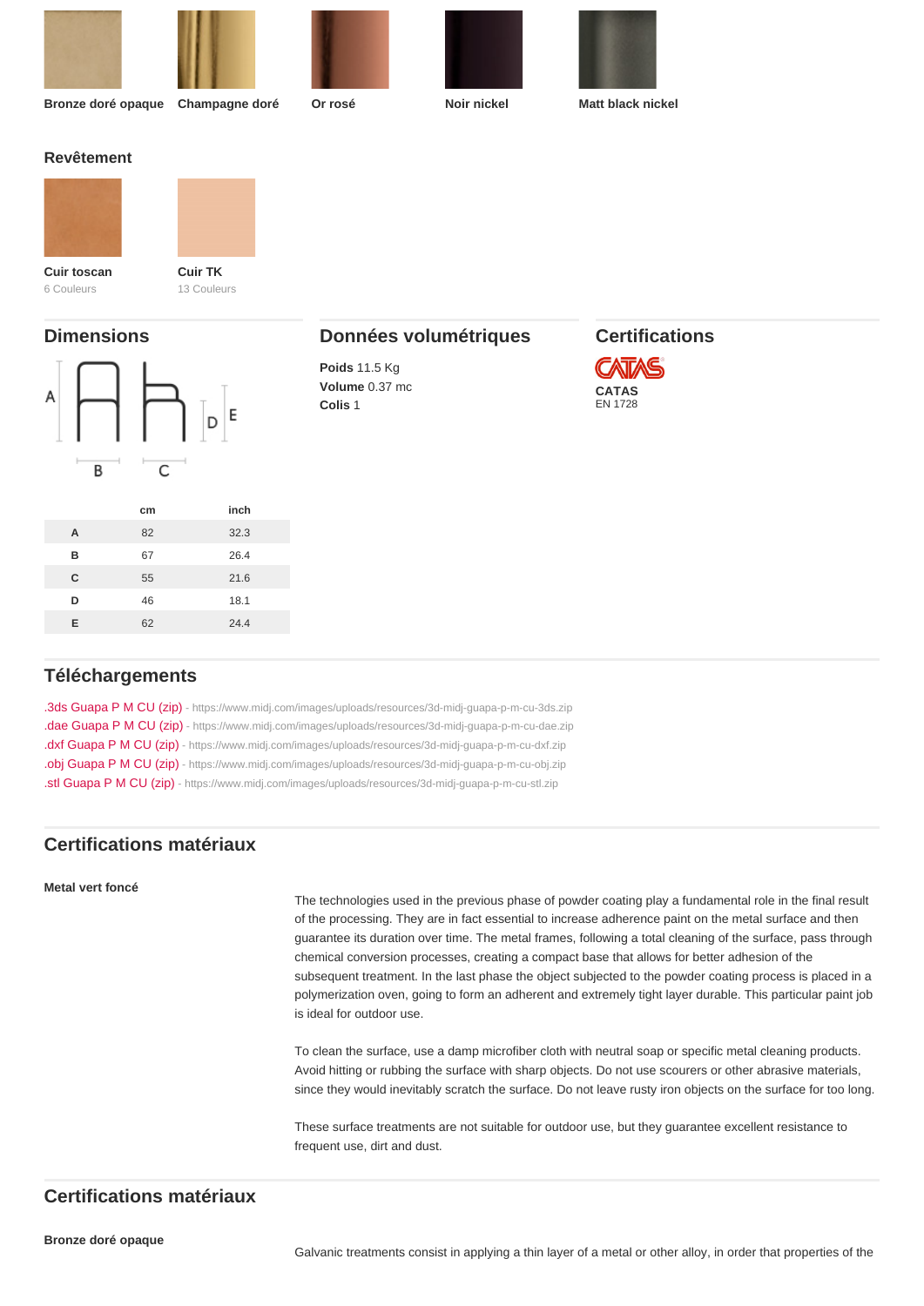Bronze doré opaque

Champagne doré

Or rosé

Noir nickel

Matt black nickel

### Revêtement

**Cuir toscan**
6 Couleurs

**Cuir TK**
13 Couleurs

## Dimensions

| | cm | inch |
|---|---|---|
| A | 82 | 32.3 |
| B | 67 | 26.4 |
| C | 55 | 21.6 |
| D | 46 | 18.1 |
| E | 62 | 24.4 |

## Données volumétriques

**Poids** 11.5 Kg
**Volume** 0.37 mc
**Colis** 1

## Certifications

**CATAS**
EN 1728

## Téléchargements

.3ds Guapa P M CU (zip) - https://www.midj.com/images/uploads/resources/3d-midj-guapa-p-m-cu-3ds.zip
.dae Guapa P M CU (zip) - https://www.midj.com/images/uploads/resources/3d-midj-guapa-p-m-cu-dae.zip
.dxf Guapa P M CU (zip) - https://www.midj.com/images/uploads/resources/3d-midj-guapa-p-m-cu-dxf.zip
.obj Guapa P M CU (zip) - https://www.midj.com/images/uploads/resources/3d-midj-guapa-p-m-cu-obj.zip
.stl Guapa P M CU (zip) - https://www.midj.com/images/uploads/resources/3d-midj-guapa-p-m-cu-stl.zip

## Certifications matériaux

**Metal vert foncé**

The technologies used in the previous phase of powder coating play a fundamental role in the final result of the processing. They are in fact essential to increase adherence paint on the metal surface and then guarantee its duration over time. The metal frames, following a total cleaning of the surface, pass through chemical conversion processes, creating a compact base that allows for better adhesion of the subsequent treatment. In the last phase the object subjected to the powder coating process is placed in a polymerization oven, going to form an adherent and extremely tight layer durable. This particular paint job is ideal for outdoor use.

To clean the surface, use a damp microfiber cloth with neutral soap or specific metal cleaning products. Avoid hitting or rubbing the surface with sharp objects. Do not use scourers or other abrasive materials, since they would inevitably scratch the surface. Do not leave rusty iron objects on the surface for too long.

These surface treatments are not suitable for outdoor use, but they guarantee excellent resistance to frequent use, dirt and dust.

## Certifications matériaux

**Bronze doré opaque**

Galvanic treatments consist in applying a thin layer of a metal or other alloy, in order that properties of the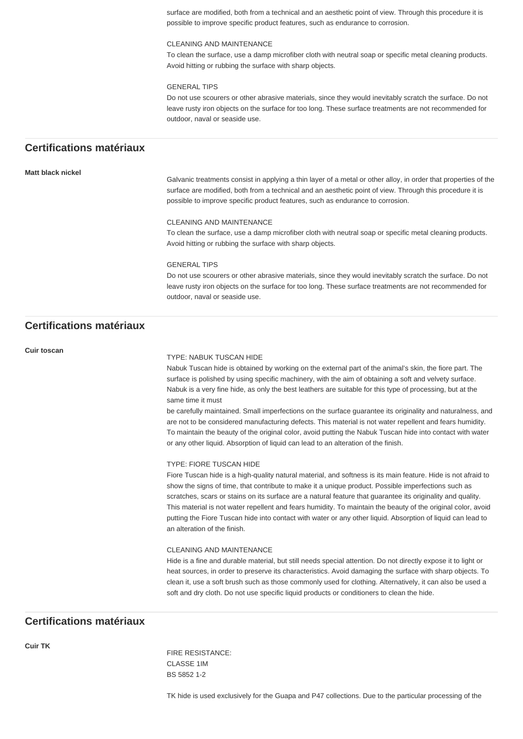surface are modified, both from a technical and an aesthetic point of view. Through this procedure it is possible to improve specific product features, such as endurance to corrosion.

CLEANING AND MAINTENANCE
To clean the surface, use a damp microfiber cloth with neutral soap or specific metal cleaning products. Avoid hitting or rubbing the surface with sharp objects.

GENERAL TIPS
Do not use scourers or other abrasive materials, since they would inevitably scratch the surface. Do not leave rusty iron objects on the surface for too long. These surface treatments are not recommended for outdoor, naval or seaside use.

## Certifications matériaux

**Matt black nickel**

Galvanic treatments consist in applying a thin layer of a metal or other alloy, in order that properties of the surface are modified, both from a technical and an aesthetic point of view. Through this procedure it is possible to improve specific product features, such as endurance to corrosion.

CLEANING AND MAINTENANCE
To clean the surface, use a damp microfiber cloth with neutral soap or specific metal cleaning products. Avoid hitting or rubbing the surface with sharp objects.

GENERAL TIPS
Do not use scourers or other abrasive materials, since they would inevitably scratch the surface. Do not leave rusty iron objects on the surface for too long. These surface treatments are not recommended for outdoor, naval or seaside use.

## Certifications matériaux

**Cuir toscan**

TYPE: NABUK TUSCAN HIDE
Nabuk Tuscan hide is obtained by working on the external part of the animal's skin, the fiore part. The surface is polished by using specific machinery, with the aim of obtaining a soft and velvety surface. Nabuk is a very fine hide, as only the best leathers are suitable for this type of processing, but at the same time it must
be carefully maintained. Small imperfections on the surface guarantee its originality and naturalness, and are not to be considered manufacturing defects. This material is not water repellent and fears humidity. To maintain the beauty of the original color, avoid putting the Nabuk Tuscan hide into contact with water or any other liquid. Absorption of liquid can lead to an alteration of the finish.

TYPE: FIORE TUSCAN HIDE
Fiore Tuscan hide is a high-quality natural material, and softness is its main feature. Hide is not afraid to show the signs of time, that contribute to make it a unique product. Possible imperfections such as scratches, scars or stains on its surface are a natural feature that guarantee its originality and quality. This material is not water repellent and fears humidity. To maintain the beauty of the original color, avoid putting the Fiore Tuscan hide into contact with water or any other liquid. Absorption of liquid can lead to an alteration of the finish.

CLEANING AND MAINTENANCE
Hide is a fine and durable material, but still needs special attention. Do not directly expose it to light or heat sources, in order to preserve its characteristics. Avoid damaging the surface with sharp objects. To clean it, use a soft brush such as those commonly used for clothing. Alternatively, it can also be used a soft and dry cloth. Do not use specific liquid products or conditioners to clean the hide.

## Certifications matériaux

**Cuir TK**

FIRE RESISTANCE:
CLASSE 1IM
BS 5852 1-2

TK hide is used exclusively for the Guapa and P47 collections. Due to the particular processing of the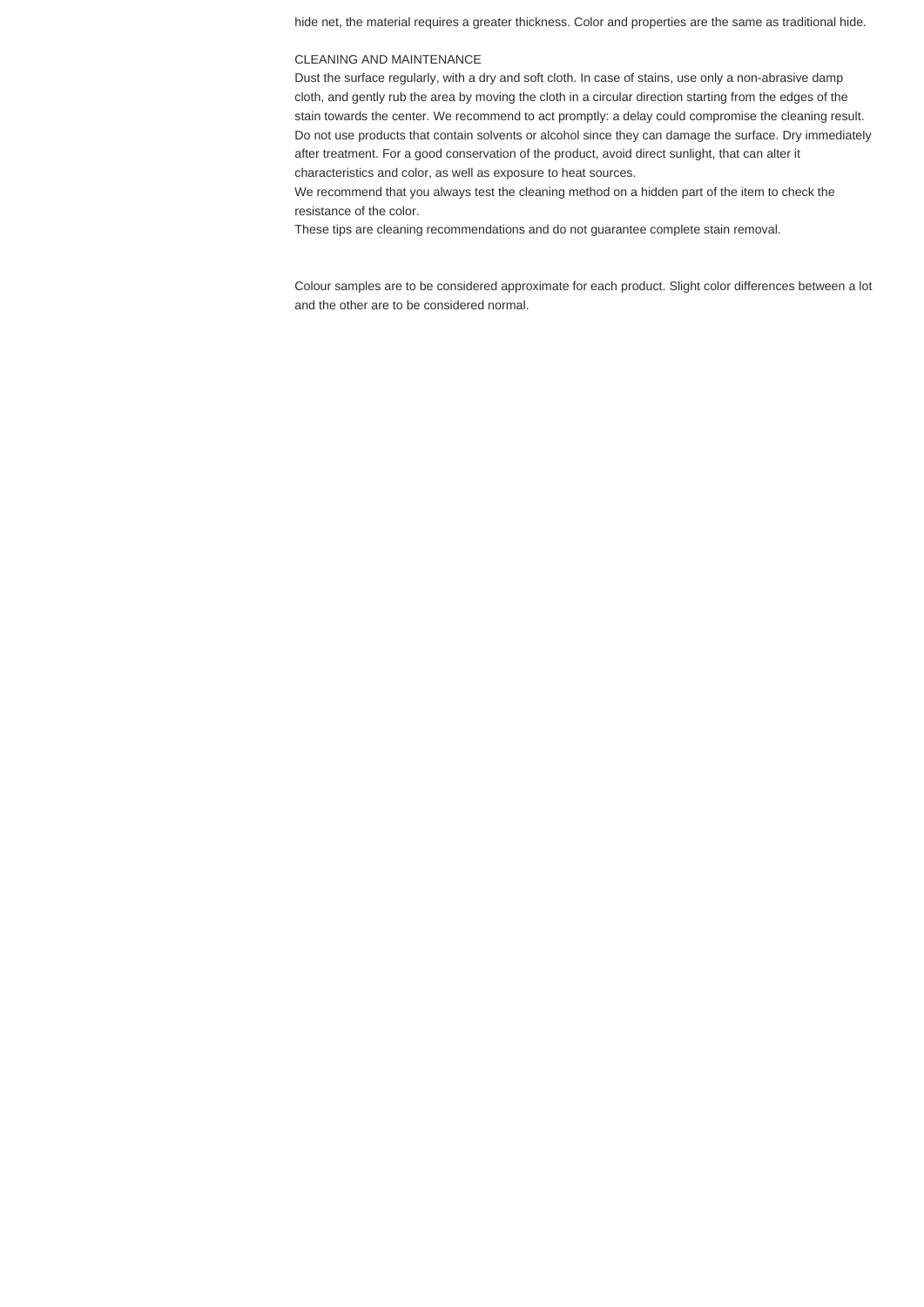hide net, the material requires a greater thickness. Color and properties are the same as traditional hide.

CLEANING AND MAINTENANCE

Dust the surface regularly, with a dry and soft cloth. In case of stains, use only a non-abrasive damp cloth, and gently rub the area by moving the cloth in a circular direction starting from the edges of the stain towards the center. We recommend to act promptly: a delay could compromise the cleaning result. Do not use products that contain solvents or alcohol since they can damage the surface. Dry immediately after treatment. For a good conservation of the product, avoid direct sunlight, that can alter it characteristics and color, as well as exposure to heat sources.

We recommend that you always test the cleaning method on a hidden part of the item to check the resistance of the color.

These tips are cleaning recommendations and do not guarantee complete stain removal.

Colour samples are to be considered approximate for each product. Slight color differences between a lot and the other are to be considered normal.